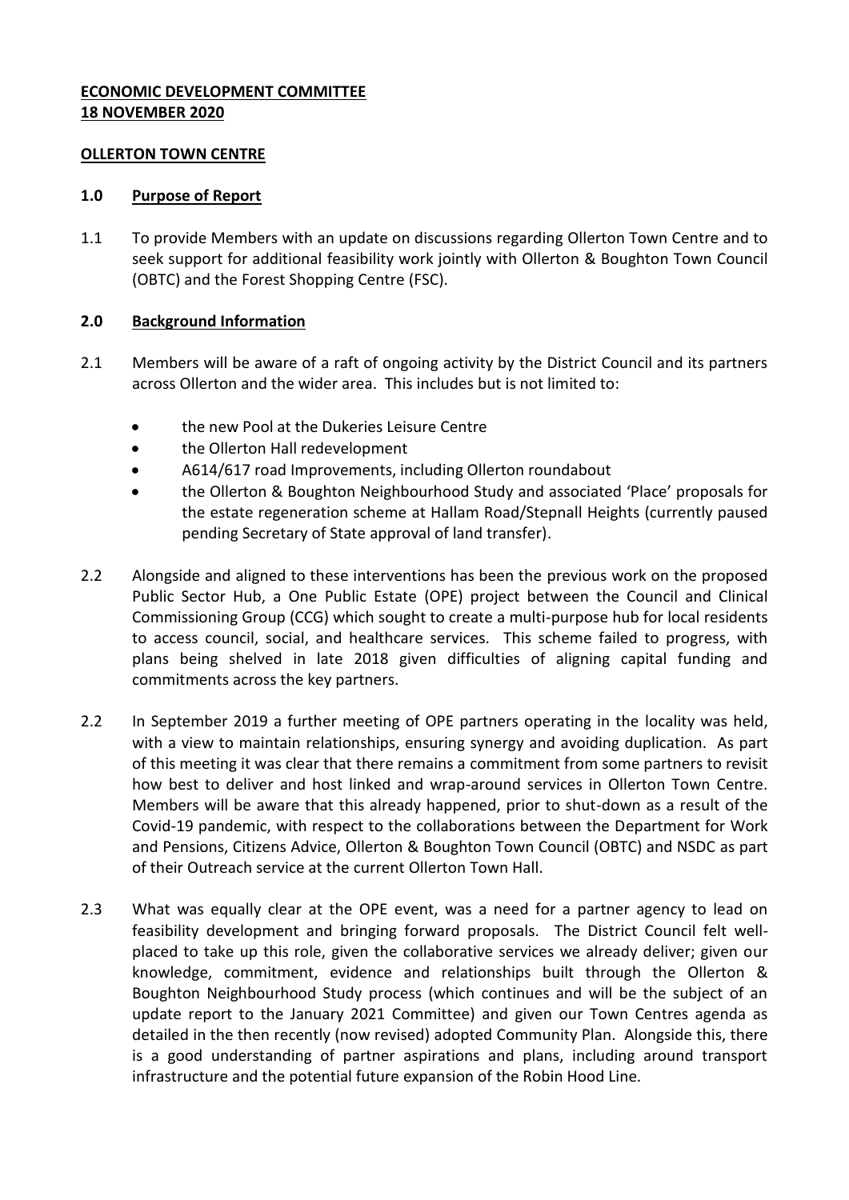**ECONOMIC DEVELOPMENT COMMITTEE**
**18 NOVEMBER 2020**

**OLLERTON TOWN CENTRE**

## 1.0 Purpose of Report

1.1 To provide Members with an update on discussions regarding Ollerton Town Centre and to seek support for additional feasibility work jointly with Ollerton & Boughton Town Council (OBTC) and the Forest Shopping Centre (FSC).

## 2.0 Background Information

2.1 Members will be aware of a raft of ongoing activity by the District Council and its partners across Ollerton and the wider area. This includes but is not limited to:

- the new Pool at the Dukeries Leisure Centre
- the Ollerton Hall redevelopment
- A614/617 road Improvements, including Ollerton roundabout
- the Ollerton & Boughton Neighbourhood Study and associated 'Place' proposals for the estate regeneration scheme at Hallam Road/Stepnall Heights (currently paused pending Secretary of State approval of land transfer).

2.2 Alongside and aligned to these interventions has been the previous work on the proposed Public Sector Hub, a One Public Estate (OPE) project between the Council and Clinical Commissioning Group (CCG) which sought to create a multi-purpose hub for local residents to access council, social, and healthcare services. This scheme failed to progress, with plans being shelved in late 2018 given difficulties of aligning capital funding and commitments across the key partners.

2.2 In September 2019 a further meeting of OPE partners operating in the locality was held, with a view to maintain relationships, ensuring synergy and avoiding duplication. As part of this meeting it was clear that there remains a commitment from some partners to revisit how best to deliver and host linked and wrap-around services in Ollerton Town Centre. Members will be aware that this already happened, prior to shut-down as a result of the Covid-19 pandemic, with respect to the collaborations between the Department for Work and Pensions, Citizens Advice, Ollerton & Boughton Town Council (OBTC) and NSDC as part of their Outreach service at the current Ollerton Town Hall.

2.3 What was equally clear at the OPE event, was a need for a partner agency to lead on feasibility development and bringing forward proposals. The District Council felt well-placed to take up this role, given the collaborative services we already deliver; given our knowledge, commitment, evidence and relationships built through the Ollerton & Boughton Neighbourhood Study process (which continues and will be the subject of an update report to the January 2021 Committee) and given our Town Centres agenda as detailed in the then recently (now revised) adopted Community Plan. Alongside this, there is a good understanding of partner aspirations and plans, including around transport infrastructure and the potential future expansion of the Robin Hood Line.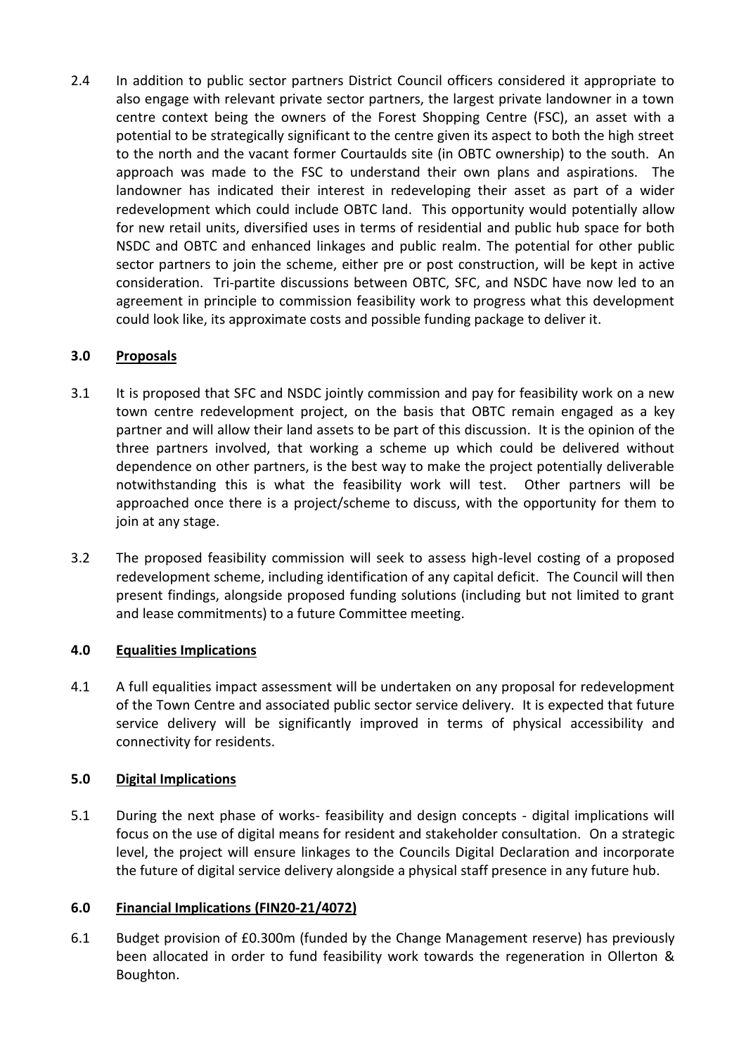2.4 In addition to public sector partners District Council officers considered it appropriate to also engage with relevant private sector partners, the largest private landowner in a town centre context being the owners of the Forest Shopping Centre (FSC), an asset with a potential to be strategically significant to the centre given its aspect to both the high street to the north and the vacant former Courtaulds site (in OBTC ownership) to the south. An approach was made to the FSC to understand their own plans and aspirations. The landowner has indicated their interest in redeveloping their asset as part of a wider redevelopment which could include OBTC land. This opportunity would potentially allow for new retail units, diversified uses in terms of residential and public hub space for both NSDC and OBTC and enhanced linkages and public realm. The potential for other public sector partners to join the scheme, either pre or post construction, will be kept in active consideration. Tri-partite discussions between OBTC, SFC, and NSDC have now led to an agreement in principle to commission feasibility work to progress what this development could look like, its approximate costs and possible funding package to deliver it.

## 3.0 Proposals

3.1 It is proposed that SFC and NSDC jointly commission and pay for feasibility work on a new town centre redevelopment project, on the basis that OBTC remain engaged as a key partner and will allow their land assets to be part of this discussion. It is the opinion of the three partners involved, that working a scheme up which could be delivered without dependence on other partners, is the best way to make the project potentially deliverable notwithstanding this is what the feasibility work will test. Other partners will be approached once there is a project/scheme to discuss, with the opportunity for them to join at any stage.

3.2 The proposed feasibility commission will seek to assess high-level costing of a proposed redevelopment scheme, including identification of any capital deficit. The Council will then present findings, alongside proposed funding solutions (including but not limited to grant and lease commitments) to a future Committee meeting.

## 4.0 Equalities Implications

4.1 A full equalities impact assessment will be undertaken on any proposal for redevelopment of the Town Centre and associated public sector service delivery. It is expected that future service delivery will be significantly improved in terms of physical accessibility and connectivity for residents.

## 5.0 Digital Implications

5.1 During the next phase of works- feasibility and design concepts - digital implications will focus on the use of digital means for resident and stakeholder consultation. On a strategic level, the project will ensure linkages to the Councils Digital Declaration and incorporate the future of digital service delivery alongside a physical staff presence in any future hub.

## 6.0 Financial Implications (FIN20-21/4072)

6.1 Budget provision of £0.300m (funded by the Change Management reserve) has previously been allocated in order to fund feasibility work towards the regeneration in Ollerton & Boughton.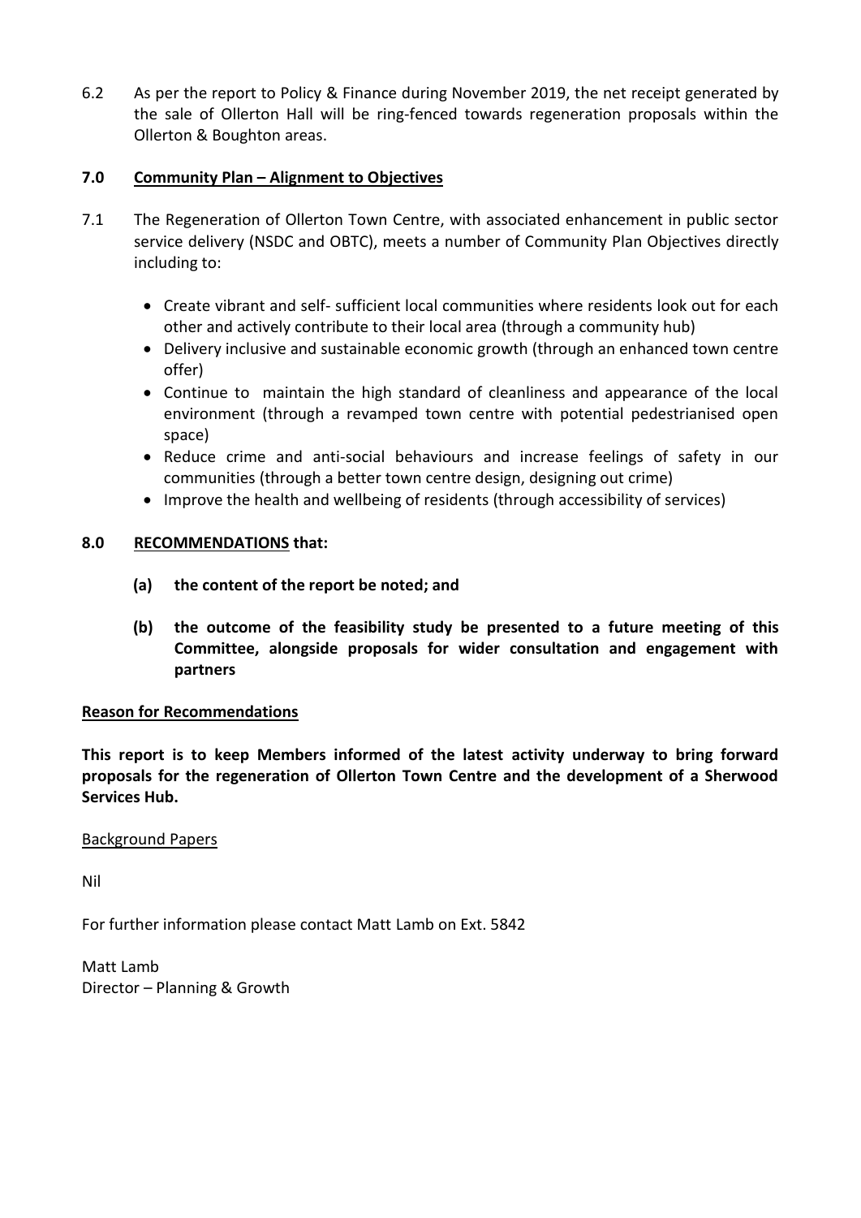6.2 As per the report to Policy & Finance during November 2019, the net receipt generated by the sale of Ollerton Hall will be ring-fenced towards regeneration proposals within the Ollerton & Boughton areas.

## 7.0 <u>Community Plan – Alignment to Objectives</u>

7.1 The Regeneration of Ollerton Town Centre, with associated enhancement in public sector service delivery (NSDC and OBTC), meets a number of Community Plan Objectives directly including to:

- Create vibrant and self- sufficient local communities where residents look out for each other and actively contribute to their local area (through a community hub)
- Delivery inclusive and sustainable economic growth (through an enhanced town centre offer)
- Continue to maintain the high standard of cleanliness and appearance of the local environment (through a revamped town centre with potential pedestrianised open space)
- Reduce crime and anti-social behaviours and increase feelings of safety in our communities (through a better town centre design, designing out crime)
- Improve the health and wellbeing of residents (through accessibility of services)

## 8.0 <u>RECOMMENDATIONS</u> that:

**(a) the content of the report be noted; and**

**(b) the outcome of the feasibility study be presented to a future meeting of this Committee, alongside proposals for wider consultation and engagement with partners**

**<u>Reason for Recommendations</u>**

**This report is to keep Members informed of the latest activity underway to bring forward proposals for the regeneration of Ollerton Town Centre and the development of a Sherwood Services Hub.**

<u>Background Papers</u>

Nil

For further information please contact Matt Lamb on Ext. 5842

Matt Lamb
Director – Planning & Growth